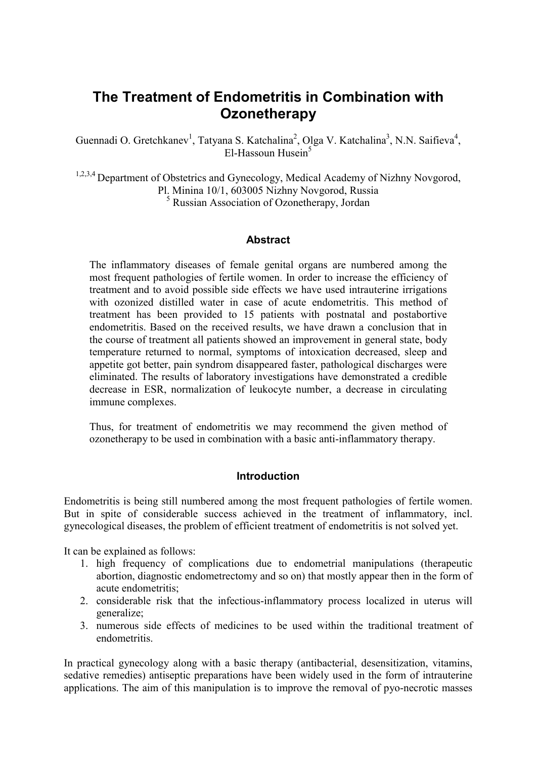# The Treatment of Endometritis in Combination with Ozonetherapy

Guennadi O. Gretchkanev[1], Tatyana S. Katchalina[2], Olga V. Katchalina[3], N.N. Saifieva[4], El-Hassoun Husein[5]

[1,2,3,4] Department of Obstetrics and Gynecology, Medical Academy of Nizhny Novgorod, Pl. Minina 10/1, 603005 Nizhny Novgorod, Russia
[5] Russian Association of Ozonetherapy, Jordan

### Abstract

The inflammatory diseases of female genital organs are numbered among the most frequent pathologies of fertile women. In order to increase the efficiency of treatment and to avoid possible side effects we have used intrauterine irrigations with ozonized distilled water in case of acute endometritis. This method of treatment has been provided to 15 patients with postnatal and postabortive endometritis. Based on the received results, we have drawn a conclusion that in the course of treatment all patients showed an improvement in general state, body temperature returned to normal, symptoms of intoxication decreased, sleep and appetite got better, pain syndrom disappeared faster, pathological discharges were eliminated. The results of laboratory investigations have demonstrated a credible decrease in ESR, normalization of leukocyte number, a decrease in circulating immune complexes.

Thus, for treatment of endometritis we may recommend the given method of ozonetherapy to be used in combination with a basic anti-inflammatory therapy.

### Introduction

Endometritis is being still numbered among the most frequent pathologies of fertile women. But in spite of considerable success achieved in the treatment of inflammatory, incl. gynecological diseases, the problem of efficient treatment of endometritis is not solved yet.

It can be explained as follows:

1. high frequency of complications due to endometrial manipulations (therapeutic abortion, diagnostic endometrectomy and so on) that mostly appear then in the form of acute endometritis;
2. considerable risk that the infectious-inflammatory process localized in uterus will generalize;
3. numerous side effects of medicines to be used within the traditional treatment of endometritis.

In practical gynecology along with a basic therapy (antibacterial, desensitization, vitamins, sedative remedies) antiseptic preparations have been widely used in the form of intrauterine applications. The aim of this manipulation is to improve the removal of pyo-necrotic masses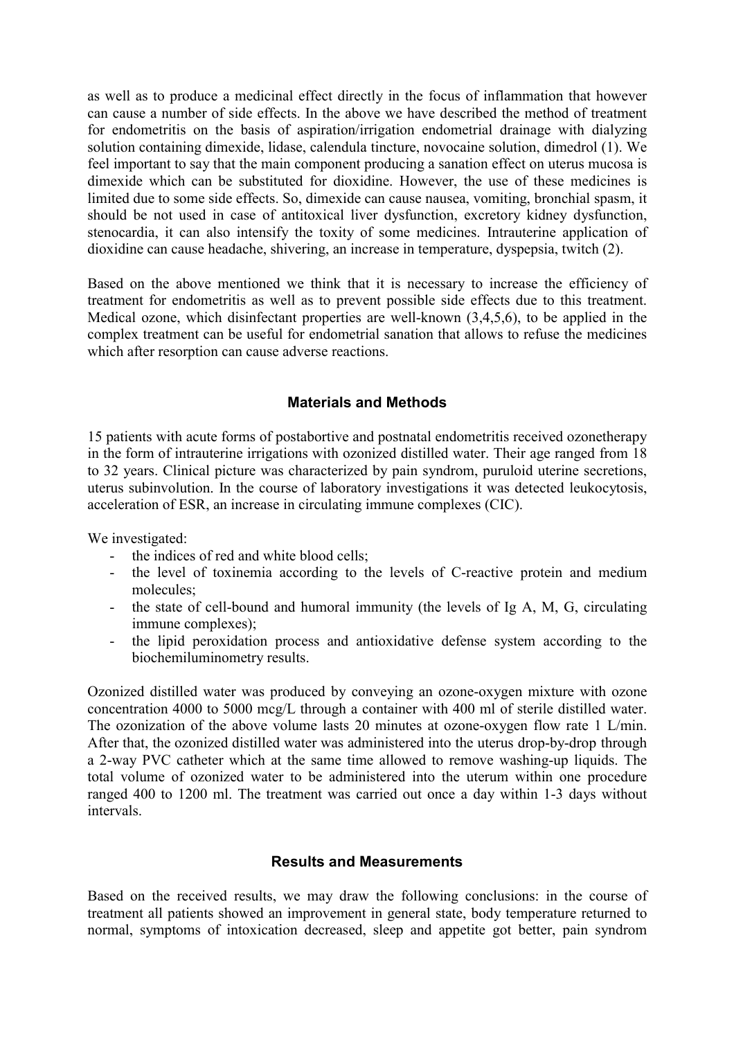as well as to produce a medicinal effect directly in the focus of inflammation that however can cause a number of side effects. In the above we have described the method of treatment for endometritis on the basis of aspiration/irrigation endometrial drainage with dialyzing solution containing dimexide, lidase, calendula tincture, novocaine solution, dimedrol (1). We feel important to say that the main component producing a sanation effect on uterus mucosa is dimexide which can be substituted for dioxidine. However, the use of these medicines is limited due to some side effects. So, dimexide can cause nausea, vomiting, bronchial spasm, it should be not used in case of antitoxical liver dysfunction, excretory kidney dysfunction, stenocardia, it can also intensify the toxity of some medicines. Intrauterine application of dioxidine can cause headache, shivering, an increase in temperature, dyspepsia, twitch (2).

Based on the above mentioned we think that it is necessary to increase the efficiency of treatment for endometritis as well as to prevent possible side effects due to this treatment. Medical ozone, which disinfectant properties are well-known (3,4,5,6), to be applied in the complex treatment can be useful for endometrial sanation that allows to refuse the medicines which after resorption can cause adverse reactions.

## Materials and Methods

15 patients with acute forms of postabortive and postnatal endometritis received ozonetherapy in the form of intrauterine irrigations with ozonized distilled water. Their age ranged from 18 to 32 years. Clinical picture was characterized by pain syndrom, puruloid uterine secretions, uterus subinvolution. In the course of laboratory investigations it was detected leukocytosis, acceleration of ESR, an increase in circulating immune complexes (CIC).

We investigated:

- the indices of red and white blood cells;
- the level of toxinemia according to the levels of C-reactive protein and medium molecules;
- the state of cell-bound and humoral immunity (the levels of Ig A, M, G, circulating immune complexes);
- the lipid peroxidation process and antioxidative defense system according to the biochemiluminometry results.

Ozonized distilled water was produced by conveying an ozone-oxygen mixture with ozone concentration 4000 to 5000 mcg/L through a container with 400 ml of sterile distilled water. The ozonization of the above volume lasts 20 minutes at ozone-oxygen flow rate 1 L/min. After that, the ozonized distilled water was administered into the uterus drop-by-drop through a 2-way PVC catheter which at the same time allowed to remove washing-up liquids. The total volume of ozonized water to be administered into the uterum within one procedure ranged 400 to 1200 ml. The treatment was carried out once a day within 1-3 days without intervals.

## Results and Measurements

Based on the received results, we may draw the following conclusions: in the course of treatment all patients showed an improvement in general state, body temperature returned to normal, symptoms of intoxication decreased, sleep and appetite got better, pain syndrom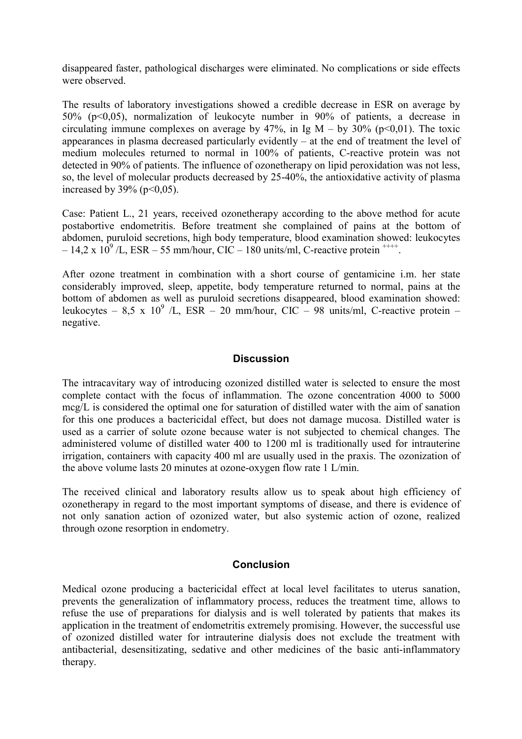disappeared faster, pathological discharges were eliminated. No complications or side effects were observed.

The results of laboratory investigations showed a credible decrease in ESR on average by 50% ($p<0,05$), normalization of leukocyte number in 90% of patients, a decrease in circulating immune complexes on average by 47%, in Ig M – by 30% ($p<0,01$). The toxic appearances in plasma decreased particularly evidently – at the end of treatment the level of medium molecules returned to normal in 100% of patients, C-reactive protein was not detected in 90% of patients. The influence of ozonetherapy on lipid peroxidation was not less, so, the level of molecular products decreased by 25-40%, the antioxidative activity of plasma increased by 39% ($p<0,05$).

Case: Patient L., 21 years, received ozonetherapy according to the above method for acute postabortive endometritis. Before treatment she complained of pains at the bottom of abdomen, puruloid secretions, high body temperature, blood examination showed: leukocytes – $14,2 \times 10^9$ /L, ESR – 55 mm/hour, CIC – 180 units/ml, C-reactive protein $^{++++}$.

After ozone treatment in combination with a short course of gentamicine i.m. her state considerably improved, sleep, appetite, body temperature returned to normal, pains at the bottom of abdomen as well as puruloid secretions disappeared, blood examination showed: leukocytes – $8,5 \times 10^9$ /L, ESR – 20 mm/hour, CIC – 98 units/ml, C-reactive protein – negative.

## Discussion

The intracavitary way of introducing ozonized distilled water is selected to ensure the most complete contact with the focus of inflammation. The ozone concentration 4000 to 5000 mcg/L is considered the optimal one for saturation of distilled water with the aim of sanation for this one produces a bactericidal effect, but does not damage mucosa. Distilled water is used as a carrier of solute ozone because water is not subjected to chemical changes. The administered volume of distilled water 400 to 1200 ml is traditionally used for intrauterine irrigation, containers with capacity 400 ml are usually used in the praxis. The ozonization of the above volume lasts 20 minutes at ozone-oxygen flow rate 1 L/min.

The received clinical and laboratory results allow us to speak about high efficiency of ozonetherapy in regard to the most important symptoms of disease, and there is evidence of not only sanation action of ozonized water, but also systemic action of ozone, realized through ozone resorption in endometry.

## Conclusion

Medical ozone producing a bactericidal effect at local level facilitates to uterus sanation, prevents the generalization of inflammatory process, reduces the treatment time, allows to refuse the use of preparations for dialysis and is well tolerated by patients that makes its application in the treatment of endometritis extremely promising. However, the successful use of ozonized distilled water for intrauterine dialysis does not exclude the treatment with antibacterial, desensitizating, sedative and other medicines of the basic anti-inflammatory therapy.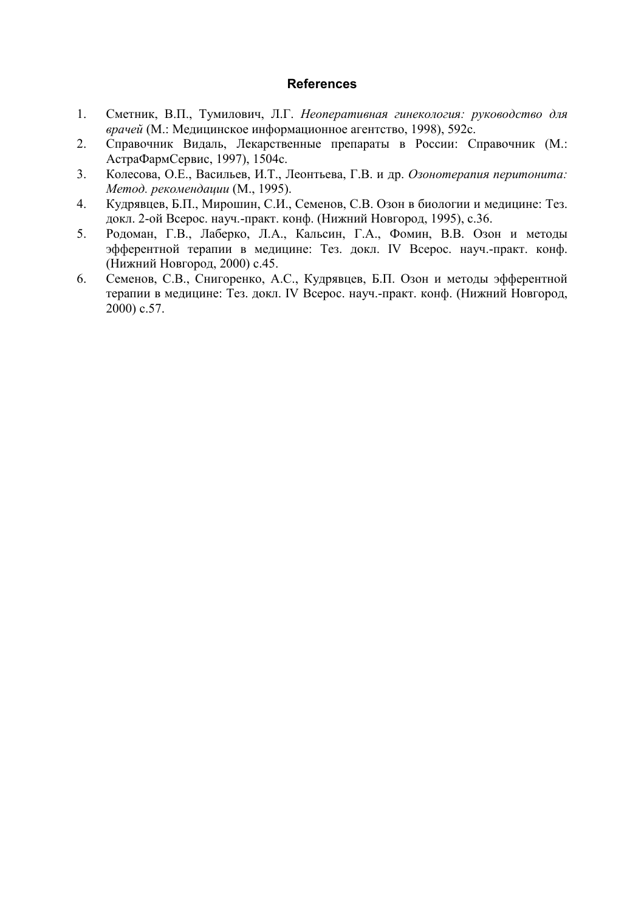## References

1. Сметник, В.П., Тумилович, Л.Г. *Неоперативная гинекология: руководство для врачей* (М.: Медицинское информационное агентство, 1998), 592с.
2. Справочник Видаль, Лекарственные препараты в России: Справочник (М.: АстраФармСервис, 1997), 1504с.
3. Колесова, О.Е., Васильев, И.Т., Леонтьева, Г.В. и др. *Озонотерапия перитонита: Метод. рекомендации* (М., 1995).
4. Кудрявцев, Б.П., Мирошин, С.И., Семенов, С.В. Озон в биологии и медицине: Тез. докл. 2-ой Всерос. науч.-практ. конф. (Нижний Новгород, 1995), с.36.
5. Родоман, Г.В., Лаберко, Л.А., Кальсин, Г.А., Фомин, В.В. Озон и методы эфферентной терапии в медицине: Тез. докл. IV Всерос. науч.-практ. конф. (Нижний Новгород, 2000) с.45.
6. Семенов, С.В., Снигоренко, А.С., Кудрявцев, Б.П. Озон и методы эфферентной терапии в медицине: Тез. докл. IV Всерос. науч.-практ. конф. (Нижний Новгород, 2000) с.57.